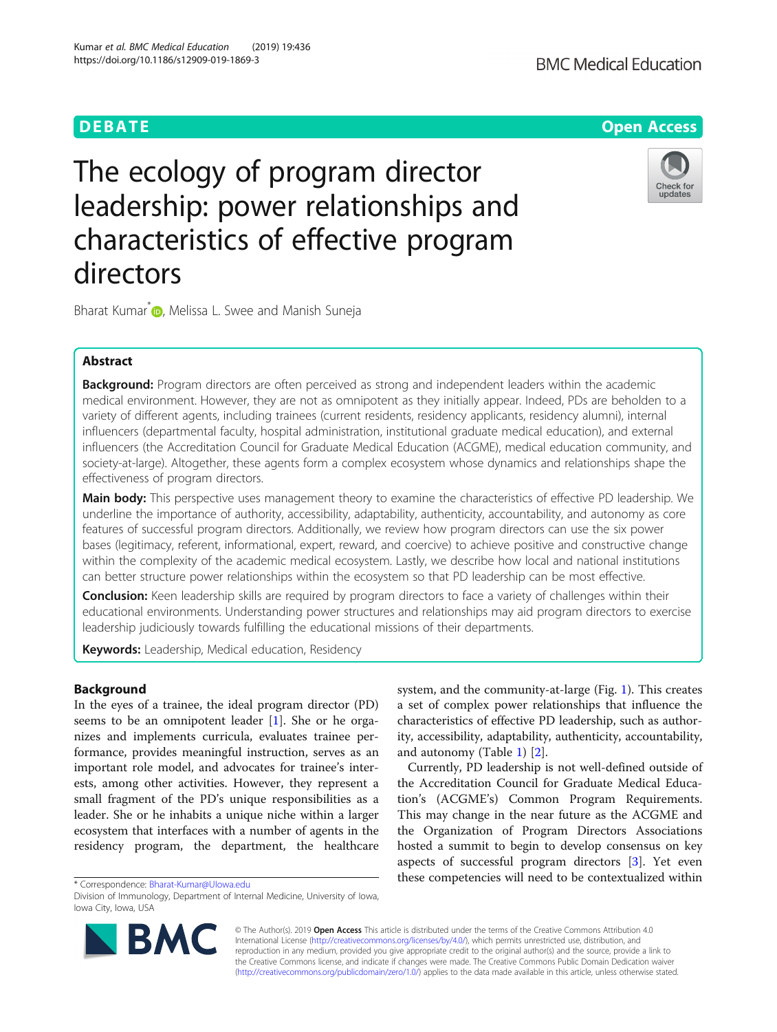DEBATE

Open Access

# The ecology of program director leadership: power relationships and characteristics of effective program directors

Bharat Kumar*, Melissa L. Swee and Manish Suneja

## Abstract

**Background:** Program directors are often perceived as strong and independent leaders within the academic medical environment. However, they are not as omnipotent as they initially appear. Indeed, PDs are beholden to a variety of different agents, including trainees (current residents, residency applicants, residency alumni), internal influencers (departmental faculty, hospital administration, institutional graduate medical education), and external influencers (the Accreditation Council for Graduate Medical Education (ACGME), medical education community, and society-at-large). Altogether, these agents form a complex ecosystem whose dynamics and relationships shape the effectiveness of program directors.

**Main body:** This perspective uses management theory to examine the characteristics of effective PD leadership. We underline the importance of authority, accessibility, adaptability, authenticity, accountability, and autonomy as core features of successful program directors. Additionally, we review how program directors can use the six power bases (legitimacy, referent, informational, expert, reward, and coercive) to achieve positive and constructive change within the complexity of the academic medical ecosystem. Lastly, we describe how local and national institutions can better structure power relationships within the ecosystem so that PD leadership can be most effective.

**Conclusion:** Keen leadership skills are required by program directors to face a variety of challenges within their educational environments. Understanding power structures and relationships may aid program directors to exercise leadership judiciously towards fulfilling the educational missions of their departments.

**Keywords:** Leadership, Medical education, Residency

## Background

In the eyes of a trainee, the ideal program director (PD) seems to be an omnipotent leader [1]. She or he organizes and implements curricula, evaluates trainee performance, provides meaningful instruction, serves as an important role model, and advocates for trainee's interests, among other activities. However, they represent a small fragment of the PD's unique responsibilities as a leader. She or he inhabits a unique niche within a larger ecosystem that interfaces with a number of agents in the residency program, the department, the healthcare system, and the community-at-large (Fig. 1). This creates a set of complex power relationships that influence the characteristics of effective PD leadership, such as authority, accessibility, adaptability, authenticity, accountability, and autonomy (Table 1) [2].

Currently, PD leadership is not well-defined outside of the Accreditation Council for Graduate Medical Education's (ACGME's) Common Program Requirements. This may change in the near future as the ACGME and the Organization of Program Directors Associations hosted a summit to begin to develop consensus on key aspects of successful program directors [3]. Yet even these competencies will need to be contextualized within

* Correspondence: Bharat-Kumar@UIowa.edu
Division of Immunology, Department of Internal Medicine, University of Iowa, Iowa City, Iowa, USA

© The Author(s). 2019 **Open Access** This article is distributed under the terms of the Creative Commons Attribution 4.0 International License (http://creativecommons.org/licenses/by/4.0/), which permits unrestricted use, distribution, and reproduction in any medium, provided you give appropriate credit to the original author(s) and the source, provide a link to the Creative Commons license, and indicate if changes were made. The Creative Commons Public Domain Dedication waiver (http://creativecommons.org/publicdomain/zero/1.0/) applies to the data made available in this article, unless otherwise stated.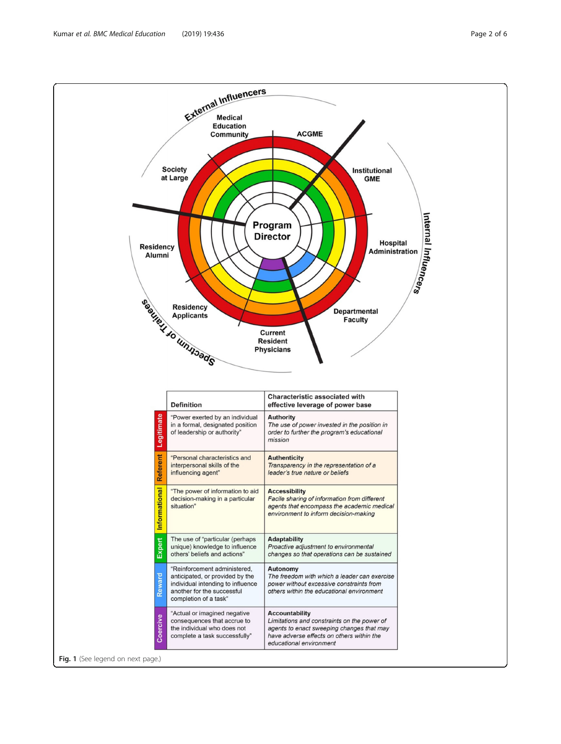| | Definition | Characteristic associated with effective leverage of power base |
|---|---|---|
| Legitimate | "Power exerted by an individual in a formal, designated position of leadership or authority" | **Authority** *The use of power invested in the position in order to further the program's educational mission* |
| Referent | "Personal characteristics and interpersonal skills of the influencing agent" | **Authenticity** *Transparency in the representation of a leader's true nature or beliefs* |
| Informational | "The power of information to aid decision-making in a particular situation" | **Accessibility** *Facile sharing of information from different agents that encompass the academic medical environment to inform decision-making* |
| Expert | The use of "particular (perhaps unique) knowledge to influence others' beliefs and actions" | **Adaptability** *Proactive adjustment to environmental changes so that operations can be sustained* |
| Reward | "Reinforcement administered, anticipated, or provided by the individual intending to influence another for the successful completion of a task" | **Autonomy** *The freedom with which a leader can exercise power without excessive constraints from others within the educational environment* |
| Coercive | "Actual or imagined negative consequences that accrue to the individual who does not complete a task successfully" | **Accountability** *Limitations and constraints on the power of agents to enact sweeping changes that may have adverse effects on others within the educational environment* |

**Fig. 1** (See legend on next page.)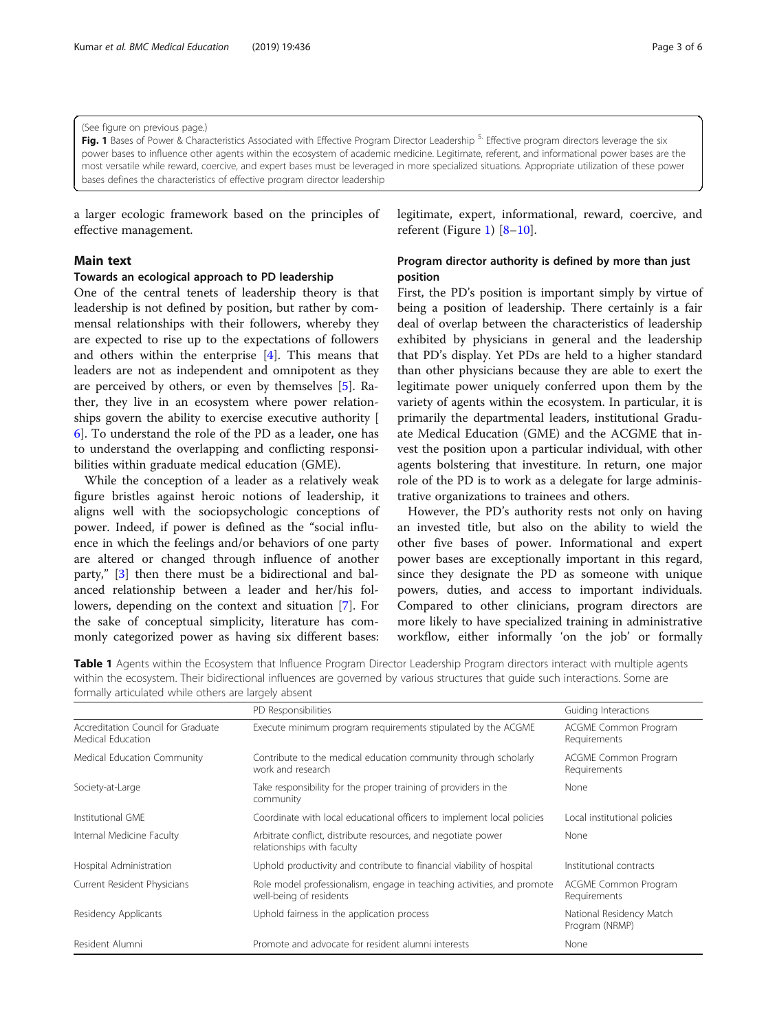(See figure on previous page.)

**Fig. 1** Bases of Power & Characteristics Associated with Effective Program Director Leadership [5]. Effective program directors leverage the six power bases to influence other agents within the ecosystem of academic medicine. Legitimate, referent, and informational power bases are the most versatile while reward, coercive, and expert bases must be leveraged in more specialized situations. Appropriate utilization of these power bases defines the characteristics of effective program director leadership

a larger ecologic framework based on the principles of effective management.

## Main text

### Towards an ecological approach to PD leadership

One of the central tenets of leadership theory is that leadership is not defined by position, but rather by commensal relationships with their followers, whereby they are expected to rise up to the expectations of followers and others within the enterprise [4]. This means that leaders are not as independent and omnipotent as they are perceived by others, or even by themselves [5]. Rather, they live in an ecosystem where power relationships govern the ability to exercise executive authority [6]. To understand the role of the PD as a leader, one has to understand the overlapping and conflicting responsibilities within graduate medical education (GME).

While the conception of a leader as a relatively weak figure bristles against heroic notions of leadership, it aligns well with the sociopsychologic conceptions of power. Indeed, if power is defined as the "social influence in which the feelings and/or behaviors of one party are altered or changed through influence of another party," [3] then there must be a bidirectional and balanced relationship between a leader and her/his followers, depending on the context and situation [7]. For the sake of conceptual simplicity, literature has commonly categorized power as having six different bases: legitimate, expert, informational, reward, coercive, and referent (Figure 1) [8–10].

### Program director authority is defined by more than just position

First, the PD's position is important simply by virtue of being a position of leadership. There certainly is a fair deal of overlap between the characteristics of leadership exhibited by physicians in general and the leadership that PD's display. Yet PDs are held to a higher standard than other physicians because they are able to exert the legitimate power uniquely conferred upon them by the variety of agents within the ecosystem. In particular, it is primarily the departmental leaders, institutional Graduate Medical Education (GME) and the ACGME that invest the position upon a particular individual, with other agents bolstering that investiture. In return, one major role of the PD is to work as a delegate for large administrative organizations to trainees and others.

However, the PD's authority rests not only on having an invested title, but also on the ability to wield the other five bases of power. Informational and expert power bases are exceptionally important in this regard, since they designate the PD as someone with unique powers, duties, and access to important individuals. Compared to other clinicians, program directors are more likely to have specialized training in administrative workflow, either informally 'on the job' or formally

**Table 1** Agents within the Ecosystem that Influence Program Director Leadership Program directors interact with multiple agents within the ecosystem. Their bidirectional influences are governed by various structures that guide such interactions. Some are formally articulated while others are largely absent

| | PD Responsibilities | Guiding Interactions |
|---|---|---|
| Accreditation Council for Graduate Medical Education | Execute minimum program requirements stipulated by the ACGME | ACGME Common Program Requirements |
| Medical Education Community | Contribute to the medical education community through scholarly work and research | ACGME Common Program Requirements |
| Society-at-Large | Take responsibility for the proper training of providers in the community | None |
| Institutional GME | Coordinate with local educational officers to implement local policies | Local institutional policies |
| Internal Medicine Faculty | Arbitrate conflict, distribute resources, and negotiate power relationships with faculty | None |
| Hospital Administration | Uphold productivity and contribute to financial viability of hospital | Institutional contracts |
| Current Resident Physicians | Role model professionalism, engage in teaching activities, and promote well-being of residents | ACGME Common Program Requirements |
| Residency Applicants | Uphold fairness in the application process | National Residency Match Program (NRMP) |
| Resident Alumni | Promote and advocate for resident alumni interests | None |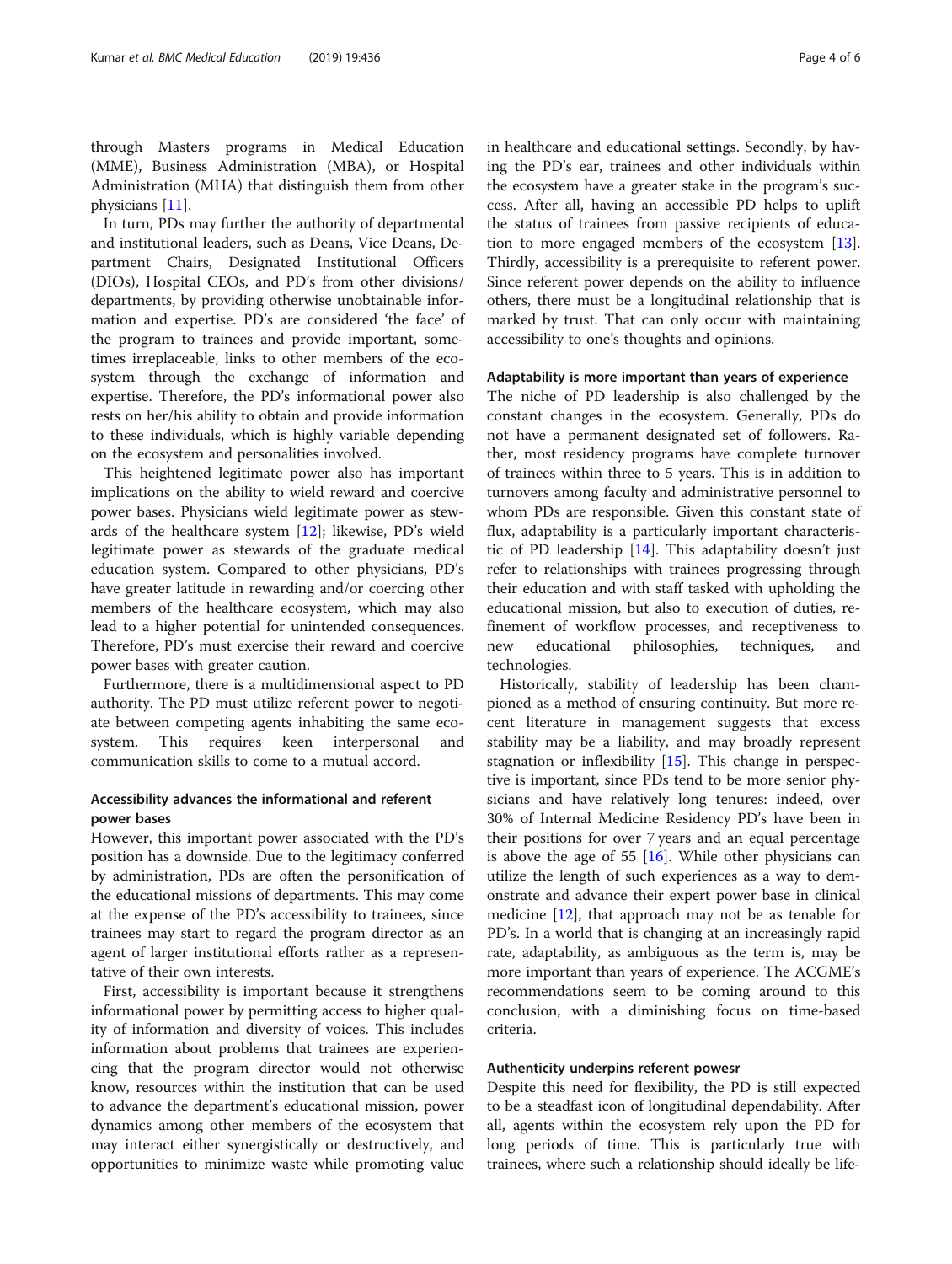through Masters programs in Medical Education (MME), Business Administration (MBA), or Hospital Administration (MHA) that distinguish them from other physicians [11].

In turn, PDs may further the authority of departmental and institutional leaders, such as Deans, Vice Deans, Department Chairs, Designated Institutional Officers (DIOs), Hospital CEOs, and PD's from other divisions/departments, by providing otherwise unobtainable information and expertise. PD's are considered 'the face' of the program to trainees and provide important, sometimes irreplaceable, links to other members of the ecosystem through the exchange of information and expertise. Therefore, the PD's informational power also rests on her/his ability to obtain and provide information to these individuals, which is highly variable depending on the ecosystem and personalities involved.

This heightened legitimate power also has important implications on the ability to wield reward and coercive power bases. Physicians wield legitimate power as stewards of the healthcare system [12]; likewise, PD's wield legitimate power as stewards of the graduate medical education system. Compared to other physicians, PD's have greater latitude in rewarding and/or coercing other members of the healthcare ecosystem, which may also lead to a higher potential for unintended consequences. Therefore, PD's must exercise their reward and coercive power bases with greater caution.

Furthermore, there is a multidimensional aspect to PD authority. The PD must utilize referent power to negotiate between competing agents inhabiting the same ecosystem. This requires keen interpersonal and communication skills to come to a mutual accord.

### Accessibility advances the informational and referent power bases

However, this important power associated with the PD's position has a downside. Due to the legitimacy conferred by administration, PDs are often the personification of the educational missions of departments. This may come at the expense of the PD's accessibility to trainees, since trainees may start to regard the program director as an agent of larger institutional efforts rather as a representative of their own interests.

First, accessibility is important because it strengthens informational power by permitting access to higher quality of information and diversity of voices. This includes information about problems that trainees are experiencing that the program director would not otherwise know, resources within the institution that can be used to advance the department's educational mission, power dynamics among other members of the ecosystem that may interact either synergistically or destructively, and opportunities to minimize waste while promoting value in healthcare and educational settings. Secondly, by having the PD's ear, trainees and other individuals within the ecosystem have a greater stake in the program's success. After all, having an accessible PD helps to uplift the status of trainees from passive recipients of education to more engaged members of the ecosystem [13]. Thirdly, accessibility is a prerequisite to referent power. Since referent power depends on the ability to influence others, there must be a longitudinal relationship that is marked by trust. That can only occur with maintaining accessibility to one's thoughts and opinions.

### Adaptability is more important than years of experience

The niche of PD leadership is also challenged by the constant changes in the ecosystem. Generally, PDs do not have a permanent designated set of followers. Rather, most residency programs have complete turnover of trainees within three to 5 years. This is in addition to turnovers among faculty and administrative personnel to whom PDs are responsible. Given this constant state of flux, adaptability is a particularly important characteristic of PD leadership [14]. This adaptability doesn't just refer to relationships with trainees progressing through their education and with staff tasked with upholding the educational mission, but also to execution of duties, refinement of workflow processes, and receptiveness to new educational philosophies, techniques, and technologies.

Historically, stability of leadership has been championed as a method of ensuring continuity. But more recent literature in management suggests that excess stability may be a liability, and may broadly represent stagnation or inflexibility [15]. This change in perspective is important, since PDs tend to be more senior physicians and have relatively long tenures: indeed, over 30% of Internal Medicine Residency PD's have been in their positions for over 7 years and an equal percentage is above the age of 55 [16]. While other physicians can utilize the length of such experiences as a way to demonstrate and advance their expert power base in clinical medicine [12], that approach may not be as tenable for PD's. In a world that is changing at an increasingly rapid rate, adaptability, as ambiguous as the term is, may be more important than years of experience. The ACGME's recommendations seem to be coming around to this conclusion, with a diminishing focus on time-based criteria.

### Authenticity underpins referent powesr

Despite this need for flexibility, the PD is still expected to be a steadfast icon of longitudinal dependability. After all, agents within the ecosystem rely upon the PD for long periods of time. This is particularly true with trainees, where such a relationship should ideally be life-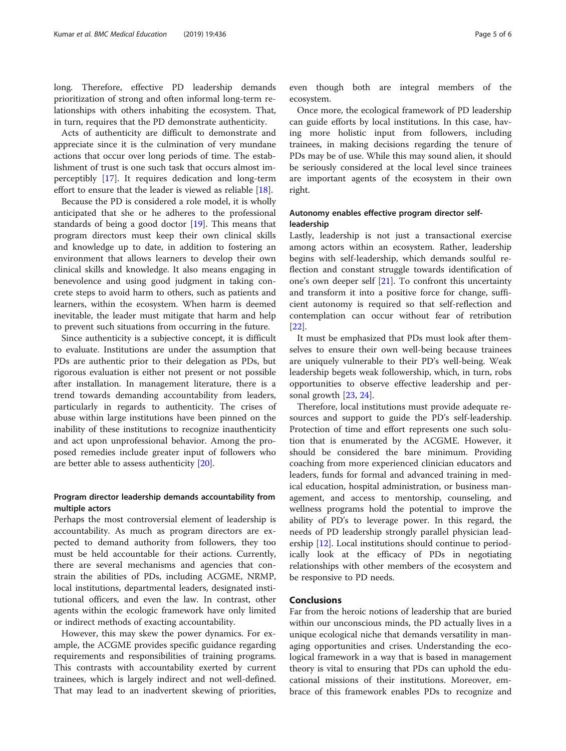long. Therefore, effective PD leadership demands prioritization of strong and often informal long-term relationships with others inhabiting the ecosystem. That, in turn, requires that the PD demonstrate authenticity.

Acts of authenticity are difficult to demonstrate and appreciate since it is the culmination of very mundane actions that occur over long periods of time. The establishment of trust is one such task that occurs almost imperceptibly [17]. It requires dedication and long-term effort to ensure that the leader is viewed as reliable [18].

Because the PD is considered a role model, it is wholly anticipated that she or he adheres to the professional standards of being a good doctor [19]. This means that program directors must keep their own clinical skills and knowledge up to date, in addition to fostering an environment that allows learners to develop their own clinical skills and knowledge. It also means engaging in benevolence and using good judgment in taking concrete steps to avoid harm to others, such as patients and learners, within the ecosystem. When harm is deemed inevitable, the leader must mitigate that harm and help to prevent such situations from occurring in the future.

Since authenticity is a subjective concept, it is difficult to evaluate. Institutions are under the assumption that PDs are authentic prior to their delegation as PDs, but rigorous evaluation is either not present or not possible after installation. In management literature, there is a trend towards demanding accountability from leaders, particularly in regards to authenticity. The crises of abuse within large institutions have been pinned on the inability of these institutions to recognize inauthenticity and act upon unprofessional behavior. Among the proposed remedies include greater input of followers who are better able to assess authenticity [20].

### Program director leadership demands accountability from multiple actors

Perhaps the most controversial element of leadership is accountability. As much as program directors are expected to demand authority from followers, they too must be held accountable for their actions. Currently, there are several mechanisms and agencies that constrain the abilities of PDs, including ACGME, NRMP, local institutions, departmental leaders, designated institutional officers, and even the law. In contrast, other agents within the ecologic framework have only limited or indirect methods of exacting accountability.

However, this may skew the power dynamics. For example, the ACGME provides specific guidance regarding requirements and responsibilities of training programs. This contrasts with accountability exerted by current trainees, which is largely indirect and not well-defined. That may lead to an inadvertent skewing of priorities, even though both are integral members of the ecosystem.

Once more, the ecological framework of PD leadership can guide efforts by local institutions. In this case, having more holistic input from followers, including trainees, in making decisions regarding the tenure of PDs may be of use. While this may sound alien, it should be seriously considered at the local level since trainees are important agents of the ecosystem in their own right.

### Autonomy enables effective program director self-leadership

Lastly, leadership is not just a transactional exercise among actors within an ecosystem. Rather, leadership begins with self-leadership, which demands soulful reflection and constant struggle towards identification of one's own deeper self [21]. To confront this uncertainty and transform it into a positive force for change, sufficient autonomy is required so that self-reflection and contemplation can occur without fear of retribution [22].

It must be emphasized that PDs must look after themselves to ensure their own well-being because trainees are uniquely vulnerable to their PD's well-being. Weak leadership begets weak followership, which, in turn, robs opportunities to observe effective leadership and personal growth [23, 24].

Therefore, local institutions must provide adequate resources and support to guide the PD's self-leadership. Protection of time and effort represents one such solution that is enumerated by the ACGME. However, it should be considered the bare minimum. Providing coaching from more experienced clinician educators and leaders, funds for formal and advanced training in medical education, hospital administration, or business management, and access to mentorship, counseling, and wellness programs hold the potential to improve the ability of PD's to leverage power. In this regard, the needs of PD leadership strongly parallel physician leadership [12]. Local institutions should continue to periodically look at the efficacy of PDs in negotiating relationships with other members of the ecosystem and be responsive to PD needs.

## Conclusions

Far from the heroic notions of leadership that are buried within our unconscious minds, the PD actually lives in a unique ecological niche that demands versatility in managing opportunities and crises. Understanding the ecological framework in a way that is based in management theory is vital to ensuring that PDs can uphold the educational missions of their institutions. Moreover, embrace of this framework enables PDs to recognize and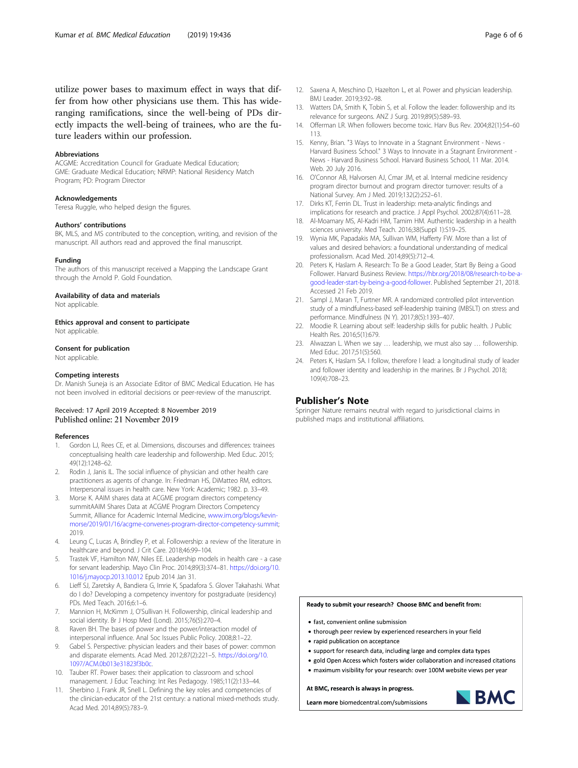utilize power bases to maximum effect in ways that differ from how other physicians use them. This has wide-ranging ramifications, since the well-being of PDs directly impacts the well-being of trainees, who are the future leaders within our profession.

### Abbreviations

ACGME: Accreditation Council for Graduate Medical Education; GME: Graduate Medical Education; NRMP: National Residency Match Program; PD: Program Director

### Acknowledgements

Teresa Ruggle, who helped design the figures.

### Authors' contributions

BK, MLS, and MS contributed to the conception, writing, and revision of the manuscript. All authors read and approved the final manuscript.

### Funding

The authors of this manuscript received a Mapping the Landscape Grant through the Arnold P. Gold Foundation.

### Availability of data and materials

Not applicable.

### Ethics approval and consent to participate

Not applicable.

### Consent for publication

Not applicable.

### Competing interests

Dr. Manish Suneja is an Associate Editor of BMC Medical Education. He has not been involved in editorial decisions or peer-review of the manuscript.

Received: 17 April 2019 Accepted: 8 November 2019
Published online: 21 November 2019

### References

1. Gordon LJ, Rees CE, et al. Dimensions, discourses and differences: trainees conceptualising health care leadership and followership. Med Educ. 2015; 49(12):1248–62.
2. Rodin J, Janis IL. The social influence of physician and other health care practitioners as agents of change. In: Friedman HS, DiMatteo RM, editors. Interpersonal issues in health care. New York: Academic; 1982. p. 33–49.
3. Morse K. AAIM shares data at ACGME program directors competency summitAAIM Shares Data at ACGME Program Directors Competency Summit, Alliance for Academic Internal Medicine, www.im.org/blogs/kevin-morse/2019/01/16/acgme-convenes-program-director-competency-summit; 2019.
4. Leung C, Lucas A, Brindley P, et al. Followership: a review of the literature in healthcare and beyond. J Crit Care. 2018;46:99–104.
5. Trastek VF, Hamilton NW, Niles EE. Leadership models in health care - a case for servant leadership. Mayo Clin Proc. 2014;89(3):374–81. https://doi.org/10.1016/j.mayocp.2013.10.012 Epub 2014 Jan 31.
6. Lieff SJ, Zaretsky A, Bandiera G, Imrie K, Spadafora S. Glover Takahashi. What do I do? Developing a competency inventory for postgraduate (residency) PDs. Med Teach. 2016;6:1–6.
7. Mannion H, McKimm J, O'Sullivan H. Followership, clinical leadership and social identity. Br J Hosp Med (Lond). 2015;76(5):270–4.
8. Raven BH. The bases of power and the power/interaction model of interpersonal influence. Anal Soc Issues Public Policy. 2008;8:1–22.
9. Gabel S. Perspective: physician leaders and their bases of power: common and disparate elements. Acad Med. 2012;87(2):221–5. https://doi.org/10.1097/ACM.0b013e31823f3b0c.
10. Tauber RT. Power bases: their application to classroom and school management. J Educ Teaching: Int Res Pedagogy. 1985;11(2):133–44.
11. Sherbino J, Frank JR, Snell L. Defining the key roles and competencies of the clinician-educator of the 21st century: a national mixed-methods study. Acad Med. 2014;89(5):783–9.
12. Saxena A, Meschino D, Hazelton L, et al. Power and physician leadership. BMJ Leader. 2019;3:92–98.
13. Watters DA, Smith K, Tobin S, et al. Follow the leader: followership and its relevance for surgeons. ANZ J Surg. 2019;89(5):589–93.
14. Offerman LR. When followers become toxic. Harv Bus Rev. 2004;82(1):54–60 113.
15. Kenny, Brian. "3 Ways to Innovate in a Stagnant Environment - News - Harvard Business School." 3 Ways to Innovate in a Stagnant Environment - News - Harvard Business School. Harvard Business School, 11 Mar. 2014. Web. 20 July 2016.
16. O'Connor AB, Halvorsen AJ, Cmar JM, et al. Internal medicine residency program director burnout and program director turnover: results of a National Survey. Am J Med. 2019;132(2):252–61.
17. Dirks KT, Ferrin DL. Trust in leadership: meta-analytic findings and implications for research and practice. J Appl Psychol. 2002;87(4):611–28.
18. Al-Moamary MS, Al-Kadri HM, Tamim HM. Authentic leadership in a health sciences university. Med Teach. 2016;38(Suppl 1):S19–25.
19. Wynia MK, Papadakis MA, Sullivan WM, Hafferty FW. More than a list of values and desired behaviors: a foundational understanding of medical professionalism. Acad Med. 2014;89(5):712–4.
20. Peters K, Haslam A. Research: To Be a Good Leader, Start By Being a Good Follower. Harvard Business Review. https://hbr.org/2018/08/research-to-be-a-good-leader-start-by-being-a-good-follower. Published September 21, 2018. Accessed 21 Feb 2019.
21. Sampl J, Maran T, Furtner MR. A randomized controlled pilot intervention study of a mindfulness-based self-leadership training (MBSLT) on stress and performance. Mindfulness (N Y). 2017;8(5):1393–407.
22. Moodie R. Learning about self: leadership skills for public health. J Public Health Res. 2016;5(1):679.
23. Alwazzan L. When we say … leadership, we must also say … followership. Med Educ. 2017;51(5):560.
24. Peters K, Haslam SA. I follow, therefore I lead: a longitudinal study of leader and follower identity and leadership in the marines. Br J Psychol. 2018; 109(4):708–23.

## Publisher's Note

Springer Nature remains neutral with regard to jurisdictional claims in published maps and institutional affiliations.

**Ready to submit your research? Choose BMC and benefit from:**

- fast, convenient online submission
- thorough peer review by experienced researchers in your field
- rapid publication on acceptance
- support for research data, including large and complex data types
- gold Open Access which fosters wider collaboration and increased citations
- maximum visibility for your research: over 100M website views per year

**At BMC, research is always in progress.**

**Learn more** biomedcentral.com/submissions

BMC